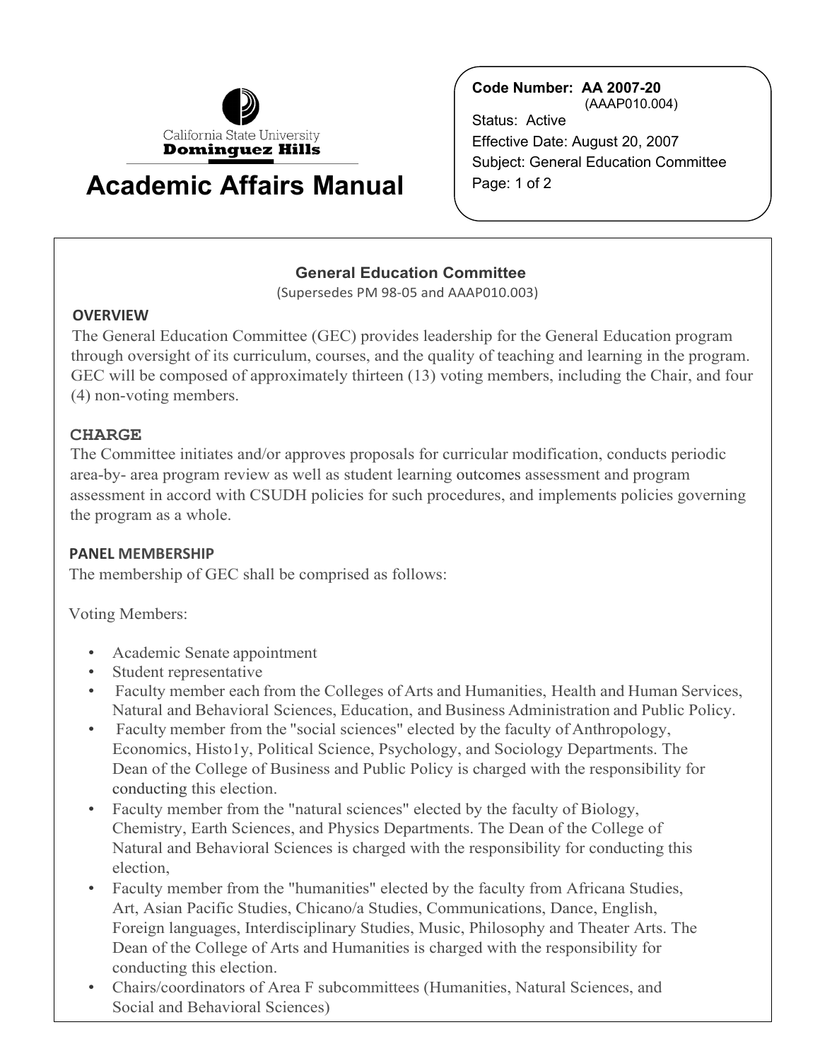California State University
**Dominguez Hills**

# Academic Affairs Manual

**Code Number: AA 2007-20**
(AAAP010.004)
Status: Active
Effective Date: August 20, 2007
Subject: General Education Committee

## General Education Committee

(Supersedes PM 98-05 and AAAP010.003)

### OVERVIEW

The General Education Committee (GEC) provides leadership for the General Education program through oversight of its curriculum, courses, and the quality of teaching and learning in the program. GEC will be composed of approximately thirteen (13) voting members, including the Chair, and four (4) non-voting members.

### CHARGE

The Committee initiates and/or approves proposals for curricular modification, conducts periodic area-by- area program review as well as student learning outcomes assessment and program assessment in accord with CSUDH policies for such procedures, and implements policies governing the program as a whole.

### PANEL MEMBERSHIP

The membership of GEC shall be comprised as follows:

Voting Members:

- Academic Senate appointment
- Student representative
- Faculty member each from the Colleges of Arts and Humanities, Health and Human Services, Natural and Behavioral Sciences, Education, and Business Administration and Public Policy.
- Faculty member from the "social sciences" elected by the faculty of Anthropology, Economics, Histo1y, Political Science, Psychology, and Sociology Departments. The Dean of the College of Business and Public Policy is charged with the responsibility for conducting this election.
- Faculty member from the "natural sciences" elected by the faculty of Biology, Chemistry, Earth Sciences, and Physics Departments. The Dean of the College of Natural and Behavioral Sciences is charged with the responsibility for conducting this election,
- Faculty member from the "humanities" elected by the faculty from Africana Studies, Art, Asian Pacific Studies, Chicano/a Studies, Communications, Dance, English, Foreign languages, Interdisciplinary Studies, Music, Philosophy and Theater Arts. The Dean of the College of Arts and Humanities is charged with the responsibility for conducting this election.
- Chairs/coordinators of Area F subcommittees (Humanities, Natural Sciences, and Social and Behavioral Sciences)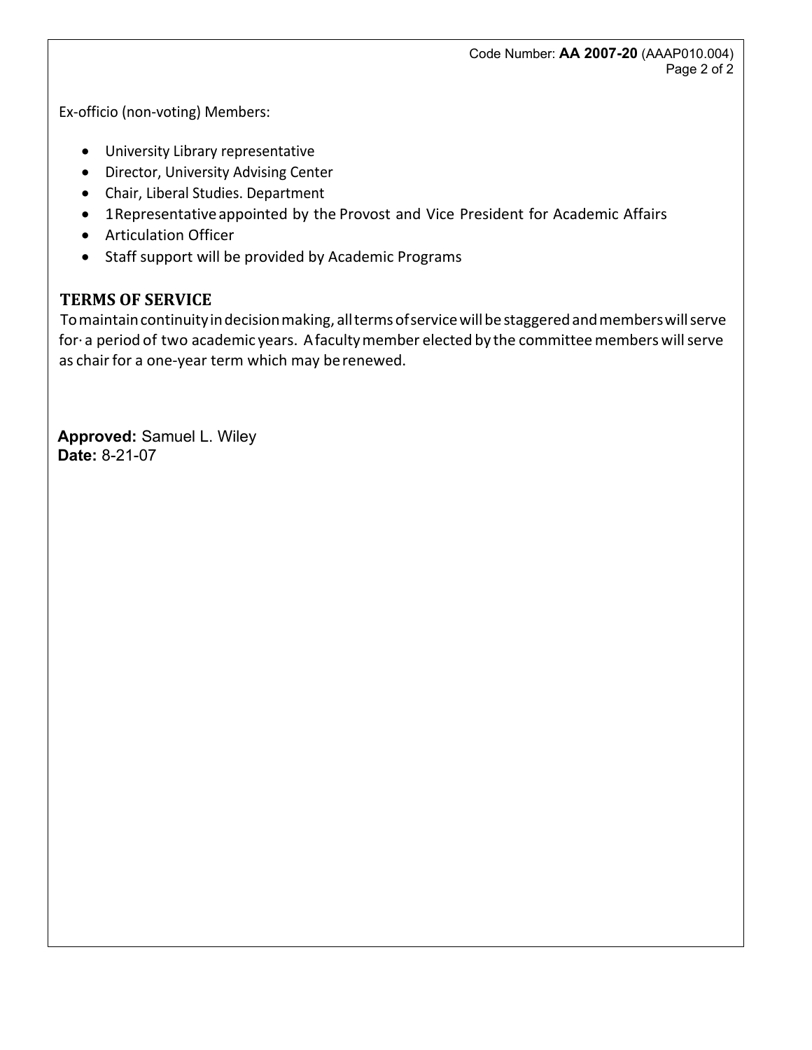Ex-officio (non-voting) Members:

- University Library representative
- Director, University Advising Center
- Chair, Liberal Studies. Department
- 1 Representative appointed by the Provost and Vice President for Academic Affairs
- Articulation Officer
- Staff support will be provided by Academic Programs

## TERMS OF SERVICE

To maintain continuity in decision making, all terms of service will be staggered and members will serve for· a period of two academic years. A faculty member elected by the committee members will serve as chair for a one-year term which may be renewed.

**Approved:** Samuel L. Wiley
**Date:** 8-21-07